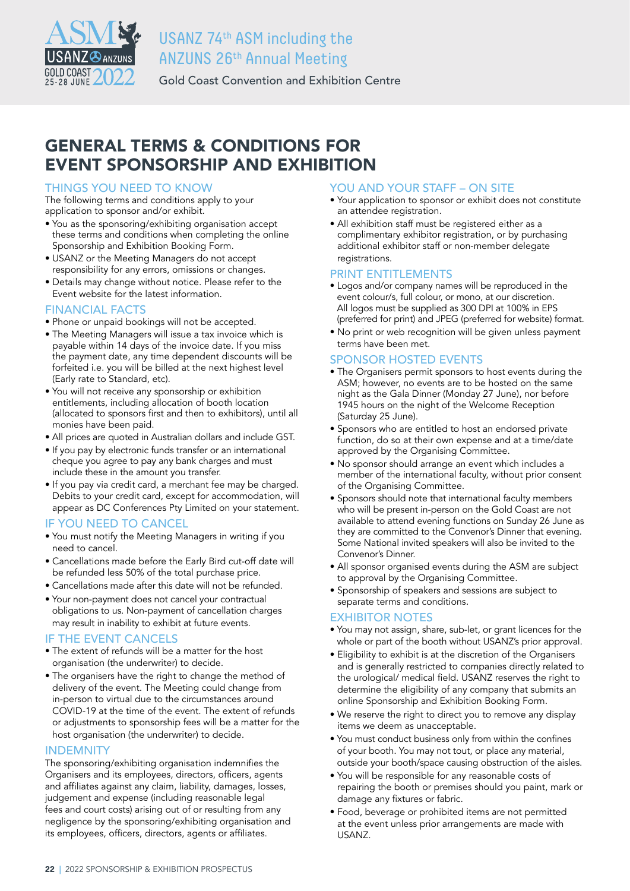# USANZ 74th ASM including the ANZUNS 26th Annual Meeting

Gold Coast Convention and Exhibition Centre

# GENERAL TERMS & CONDITIONS FOR EVENT SPONSORSHIP AND EXHIBITION

## THINGS YOU NEED TO KNOW

The following terms and conditions apply to your application to sponsor and/or exhibit.

- You as the sponsoring/exhibiting organisation accept these terms and conditions when completing the online Sponsorship and Exhibition Booking Form.
- USANZ or the Meeting Managers do not accept responsibility for any errors, omissions or changes.
- Details may change without notice. Please refer to the Event website for the latest information.

## FINANCIAL FACTS

- Phone or unpaid bookings will not be accepted.
- The Meeting Managers will issue a tax invoice which is payable within 14 days of the invoice date. If you miss the payment date, any time dependent discounts will be forfeited i.e. you will be billed at the next highest level (Early rate to Standard, etc).
- You will not receive any sponsorship or exhibition entitlements, including allocation of booth location (allocated to sponsors first and then to exhibitors), until all monies have been paid.
- All prices are quoted in Australian dollars and include GST.
- If you pay by electronic funds transfer or an international cheque you agree to pay any bank charges and must include these in the amount you transfer.
- If you pay via credit card, a merchant fee may be charged. Debits to your credit card, except for accommodation, will appear as DC Conferences Pty Limited on your statement.

## IF YOU NEED TO CANCEL

- You must notify the Meeting Managers in writing if you need to cancel.
- Cancellations made before the Early Bird cut-off date will be refunded less 50% of the total purchase price.
- Cancellations made after this date will not be refunded.
- Your non-payment does not cancel your contractual obligations to us. Non-payment of cancellation charges may result in inability to exhibit at future events.

## IF THE EVENT CANCELS

- The extent of refunds will be a matter for the host organisation (the underwriter) to decide.
- The organisers have the right to change the method of delivery of the event. The Meeting could change from in-person to virtual due to the circumstances around COVID-19 at the time of the event. The extent of refunds or adjustments to sponsorship fees will be a matter for the host organisation (the underwriter) to decide.

## INDEMNITY

The sponsoring/exhibiting organisation indemnifies the Organisers and its employees, directors, officers, agents and affiliates against any claim, liability, damages, losses, judgement and expense (including reasonable legal fees and court costs) arising out of or resulting from any negligence by the sponsoring/exhibiting organisation and its employees, officers, directors, agents or affiliates.

## YOU AND YOUR STAFF – ON SITE

- Your application to sponsor or exhibit does not constitute an attendee registration.
- All exhibition staff must be registered either as a complimentary exhibitor registration, or by purchasing additional exhibitor staff or non-member delegate registrations.

## PRINT ENTITLEMENTS

- Logos and/or company names will be reproduced in the event colour/s, full colour, or mono, at our discretion. All logos must be supplied as 300 DPI at 100% in EPS (preferred for print) and JPEG (preferred for website) format.
- No print or web recognition will be given unless payment terms have been met.

## SPONSOR HOSTED EVENTS

- The Organisers permit sponsors to host events during the ASM; however, no events are to be hosted on the same night as the Gala Dinner (Monday 27 June), nor before 1945 hours on the night of the Welcome Reception (Saturday 25 June).
- Sponsors who are entitled to host an endorsed private function, do so at their own expense and at a time/date approved by the Organising Committee.
- No sponsor should arrange an event which includes a member of the international faculty, without prior consent of the Organising Committee.
- Sponsors should note that international faculty members who will be present in-person on the Gold Coast are not available to attend evening functions on Sunday 26 June as they are committed to the Convenor's Dinner that evening. Some National invited speakers will also be invited to the Convenor's Dinner.
- All sponsor organised events during the ASM are subject to approval by the Organising Committee.
- Sponsorship of speakers and sessions are subject to separate terms and conditions.

## EXHIBITOR NOTES

- You may not assign, share, sub-let, or grant licences for the whole or part of the booth without USANZ's prior approval.
- Eligibility to exhibit is at the discretion of the Organisers and is generally restricted to companies directly related to the urological/ medical field. USANZ reserves the right to determine the eligibility of any company that submits an online Sponsorship and Exhibition Booking Form.
- We reserve the right to direct you to remove any display items we deem as unacceptable.
- You must conduct business only from within the confines of your booth. You may not tout, or place any material, outside your booth/space causing obstruction of the aisles.
- You will be responsible for any reasonable costs of repairing the booth or premises should you paint, mark or damage any fixtures or fabric.
- Food, beverage or prohibited items are not permitted at the event unless prior arrangements are made with USANZ.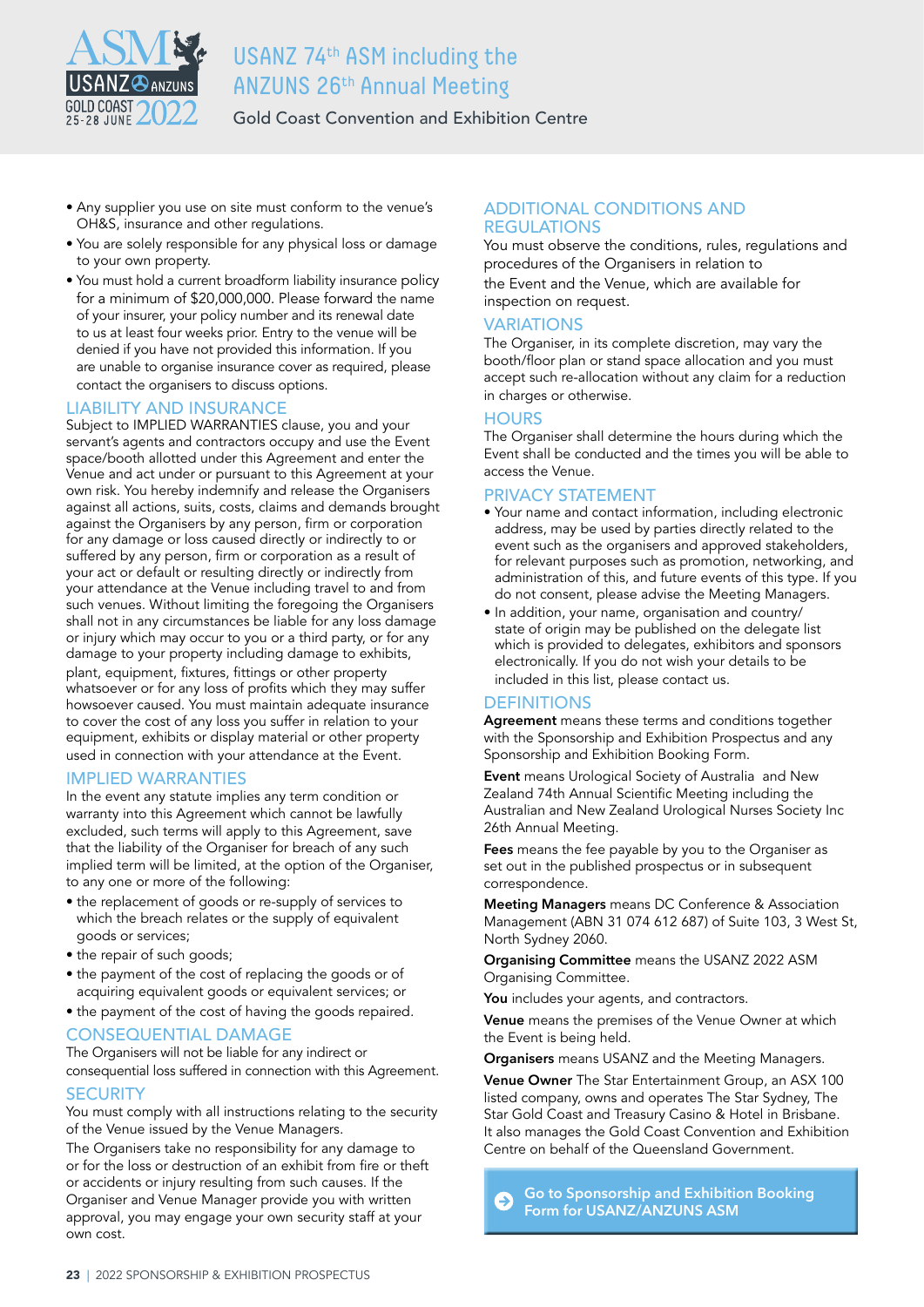- Any supplier you use on site must conform to the venue's OH&S, insurance and other regulations.
- You are solely responsible for any physical loss or damage to your own property.
- You must hold a current broadform liability insurance policy for a minimum of $20,000,000. Please forward the name of your insurer, your policy number and its renewal date to us at least four weeks prior. Entry to the venue will be denied if you have not provided this information. If you are unable to organise insurance cover as required, please contact the organisers to discuss options.

## LIABILITY AND INSURANCE

Subject to IMPLIED WARRANTIES clause, you and your servant's agents and contractors occupy and use the Event space/booth allotted under this Agreement and enter the Venue and act under or pursuant to this Agreement at your own risk. You hereby indemnify and release the Organisers against all actions, suits, costs, claims and demands brought against the Organisers by any person, firm or corporation for any damage or loss caused directly or indirectly to or suffered by any person, firm or corporation as a result of your act or default or resulting directly or indirectly from your attendance at the Venue including travel to and from such venues. Without limiting the foregoing the Organisers shall not in any circumstances be liable for any loss damage or injury which may occur to you or a third party, or for any damage to your property including damage to exhibits, plant, equipment, fixtures, fittings or other property whatsoever or for any loss of profits which they may suffer howsoever caused. You must maintain adequate insurance to cover the cost of any loss you suffer in relation to your equipment, exhibits or display material or other property used in connection with your attendance at the Event.

## IMPLIED WARRANTIES

In the event any statute implies any term condition or warranty into this Agreement which cannot be lawfully excluded, such terms will apply to this Agreement, save that the liability of the Organiser for breach of any such implied term will be limited, at the option of the Organiser, to any one or more of the following:

- the replacement of goods or re-supply of services to which the breach relates or the supply of equivalent goods or services;
- the repair of such goods;
- the payment of the cost of replacing the goods or of acquiring equivalent goods or equivalent services; or
- the payment of the cost of having the goods repaired.

## CONSEQUENTIAL DAMAGE

The Organisers will not be liable for any indirect or consequential loss suffered in connection with this Agreement.

## SECURITY

You must comply with all instructions relating to the security of the Venue issued by the Venue Managers.

The Organisers take no responsibility for any damage to or for the loss or destruction of an exhibit from fire or theft or accidents or injury resulting from such causes. If the Organiser and Venue Manager provide you with written approval, you may engage your own security staff at your own cost.

## ADDITIONAL CONDITIONS AND REGULATIONS

You must observe the conditions, rules, regulations and procedures of the Organisers in relation to the Event and the Venue, which are available for inspection on request.

## VARIATIONS

The Organiser, in its complete discretion, may vary the booth/floor plan or stand space allocation and you must accept such re-allocation without any claim for a reduction in charges or otherwise.

## HOURS

The Organiser shall determine the hours during which the Event shall be conducted and the times you will be able to access the Venue.

## PRIVACY STATEMENT

- Your name and contact information, including electronic address, may be used by parties directly related to the event such as the organisers and approved stakeholders, for relevant purposes such as promotion, networking, and administration of this, and future events of this type. If you do not consent, please advise the Meeting Managers.
- In addition, your name, organisation and country/state of origin may be published on the delegate list which is provided to delegates, exhibitors and sponsors electronically. If you do not wish your details to be included in this list, please contact us.

## DEFINITIONS

**Agreement** means these terms and conditions together with the Sponsorship and Exhibition Prospectus and any Sponsorship and Exhibition Booking Form.

**Event** means Urological Society of Australia and New Zealand 74th Annual Scientific Meeting including the Australian and New Zealand Urological Nurses Society Inc 26th Annual Meeting.

**Fees** means the fee payable by you to the Organiser as set out in the published prospectus or in subsequent correspondence.

**Meeting Managers** means DC Conference & Association Management (ABN 31 074 612 687) of Suite 103, 3 West St, North Sydney 2060.

**Organising Committee** means the USANZ 2022 ASM Organising Committee.

**You** includes your agents, and contractors.

**Venue** means the premises of the Venue Owner at which the Event is being held.

**Organisers** means USANZ and the Meeting Managers.

**Venue Owner** The Star Entertainment Group, an ASX 100 listed company, owns and operates The Star Sydney, The Star Gold Coast and Treasury Casino & Hotel in Brisbane. It also manages the Gold Coast Convention and Exhibition Centre on behalf of the Queensland Government.

Go to Sponsorship and Exhibition Booking Form for USANZ/ANZUNS ASM